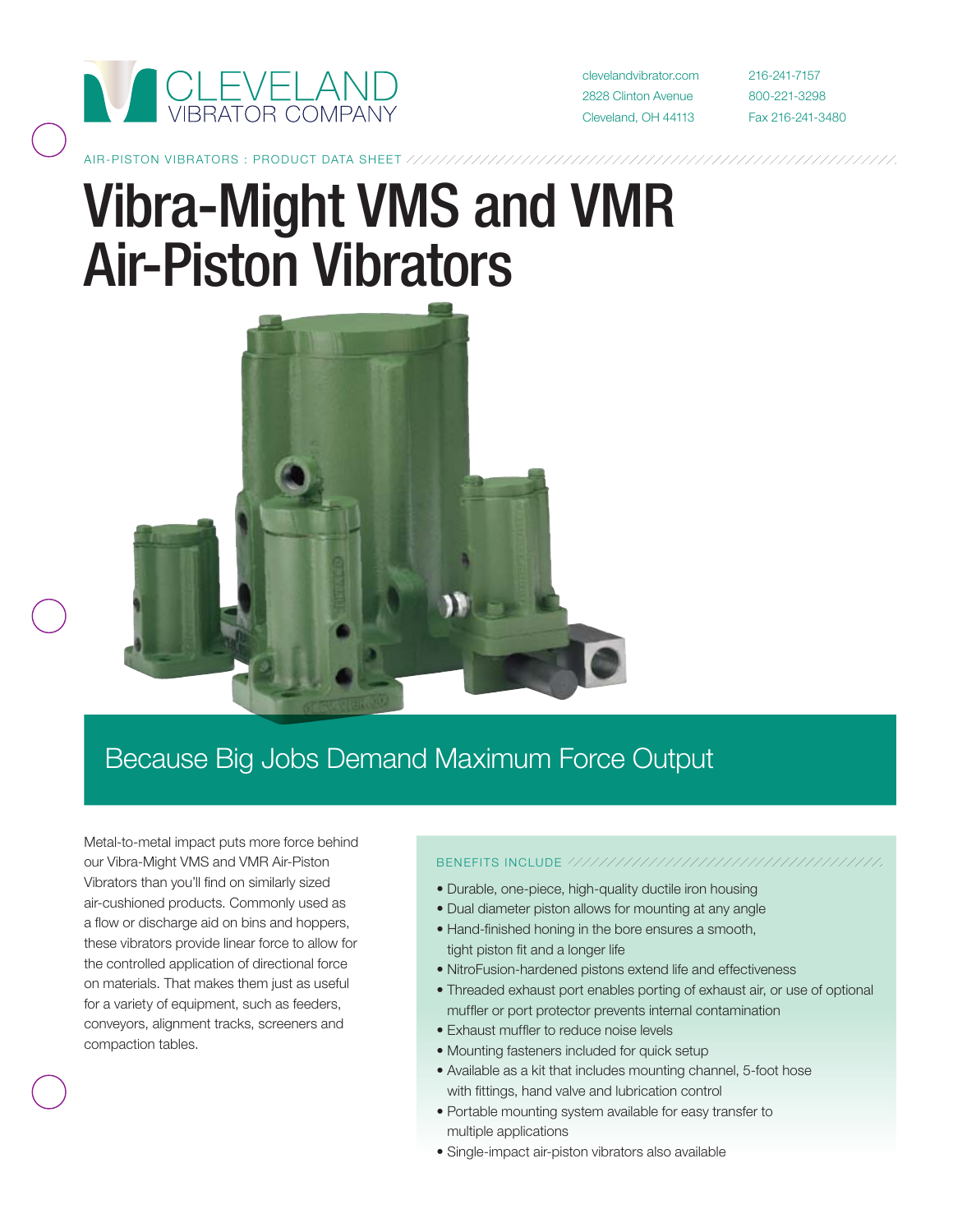CLEVELAND VIBRATOR COMPANY

clevelandvibrator.com
2828 Clinton Avenue
Cleveland, OH 44113

216-241-7157
800-221-3298
Fax 216-241-3480

AIR-PISTON VIBRATORS : PRODUCT DATA SHEET

# Vibra-Might VMS and VMR Air-Piston Vibrators

## Because Big Jobs Demand Maximum Force Output

Metal-to-metal impact puts more force behind our Vibra-Might VMS and VMR Air-Piston Vibrators than you'll find on similarly sized air-cushioned products. Commonly used as a flow or discharge aid on bins and hoppers, these vibrators provide linear force to allow for the controlled application of directional force on materials. That makes them just as useful for a variety of equipment, such as feeders, conveyors, alignment tracks, screeners and compaction tables.

### BENEFITS INCLUDE

- Durable, one-piece, high-quality ductile iron housing
- Dual diameter piston allows for mounting at any angle
- Hand-finished honing in the bore ensures a smooth, tight piston fit and a longer life
- NitroFusion-hardened pistons extend life and effectiveness
- Threaded exhaust port enables porting of exhaust air, or use of optional muffler or port protector prevents internal contamination
- Exhaust muffler to reduce noise levels
- Mounting fasteners included for quick setup
- Available as a kit that includes mounting channel, 5-foot hose with fittings, hand valve and lubrication control
- Portable mounting system available for easy transfer to multiple applications
- Single-impact air-piston vibrators also available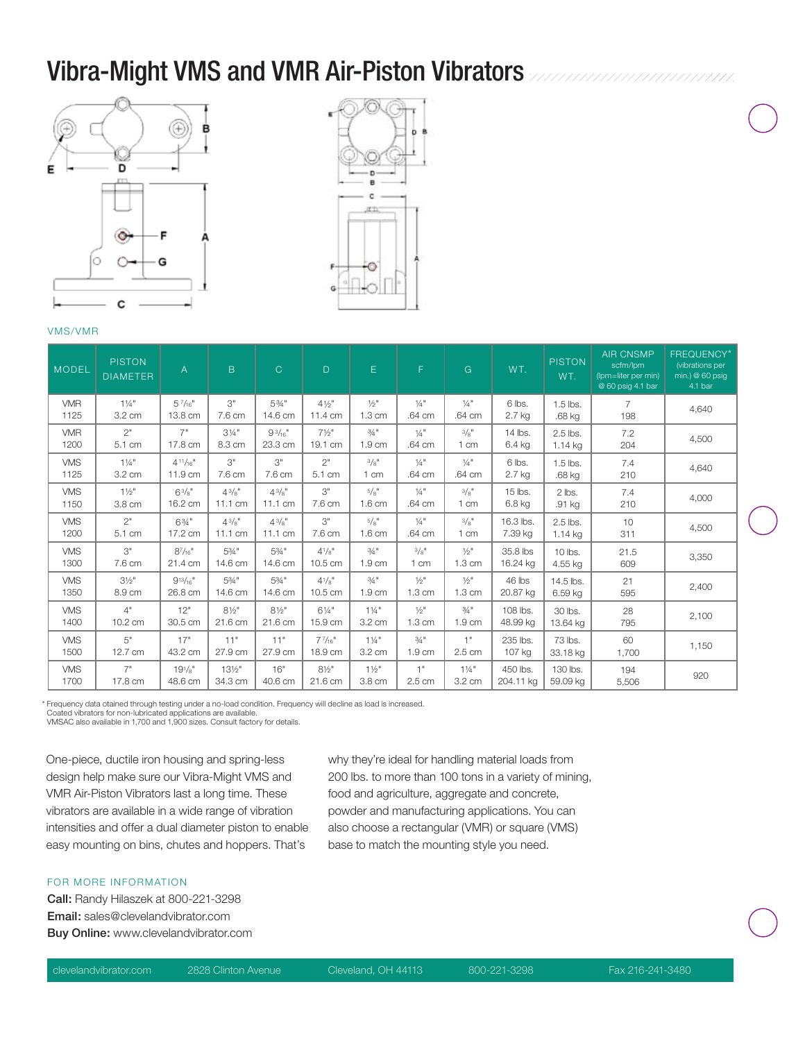# Vibra-Might VMS and VMR Air-Piston Vibrators

B
E
D
F
A
G
C

E
D B
D
B
C
F
A
G

VMS/VMR

| MODEL | PISTON DIAMETER | A | B | C | D | E | F | G | WT. | PISTON WT. | AIR CNSMP scfm/lpm (lpm=liter per min) @ 60 psig 4.1 bar | FREQUENCY* (vibrations per min.) @ 60 psig 4.1 bar |
|---|---|---|---|---|---|---|---|---|---|---|---|---|
| VMR 1125 | 1¼" 3.2 cm | 5 7/16" 13.8 cm | 3" 7.6 cm | 5¾" 14.6 cm | 4½" 11.4 cm | ½" 1.3 cm | ¼" .64 cm | ¼" .64 cm | 6 lbs. 2.7 kg | 1.5 lbs. .68 kg | 7 198 | 4,640 |
| VMR 1200 | 2" 5.1 cm | 7" 17.8 cm | 3¼" 8.3 cm | 9 3/16" 23.3 cm | 7½" 19.1 cm | ¾" 1.9 cm | ¼" .64 cm | 3/8" 1 cm | 14 lbs. 6.4 kg | 2.5 lbs. 1.14 kg | 7.2 204 | 4,500 |
| VMS 1125 | 1¼" 3.2 cm | 4 11/16" 11.9 cm | 3" 7.6 cm | 3" 7.6 cm | 2" 5.1 cm | 3/8" 1 cm | ¼" .64 cm | ¼" .64 cm | 6 lbs. 2.7 kg | 1.5 lbs. .68 kg | 7.4 210 | 4,640 |
| VMS 1150 | 1½" 3.8 cm | 6 3/8" 16.2 cm | 4 3/8" 11.1 cm | 4 3/8" 11.1 cm | 3" 7.6 cm | 5/8" 1.6 cm | ¼" .64 cm | 3/8" 1 cm | 15 lbs. 6.8 kg | 2 lbs. .91 kg | 7.4 210 | 4,000 |
| VMS 1200 | 2" 5.1 cm | 6¾" 17.2 cm | 4 3/8" 11.1 cm | 4 3/8" 11.1 cm | 3" 7.6 cm | 5/8" 1.6 cm | ¼" .64 cm | 3/8" 1 cm | 16.3 lbs. 7.39 kg | 2.5 lbs. 1.14 kg | 10 311 | 4,500 |
| VMS 1300 | 3" 7.6 cm | 8 7/16" 21.4 cm | 5¾" 14.6 cm | 5¾" 14.6 cm | 4 1/8" 10.5 cm | ¾" 1.9 cm | 3/8" 1 cm | ½" 1.3 cm | 35.8 lbs 16.24 kg | 10 lbs. 4.55 kg | 21.5 609 | 3,350 |
| VMS 1350 | 3½" 8.9 cm | 9 13/16" 26.8 cm | 5¾" 14.6 cm | 5¾" 14.6 cm | 4 1/8" 10.5 cm | ¾" 1.9 cm | ½" 1.3 cm | ½" 1.3 cm | 46 lbs 20.87 kg | 14.5 lbs. 6.59 kg | 21 595 | 2,400 |
| VMS 1400 | 4" 10.2 cm | 12" 30.5 cm | 8½" 21.6 cm | 8½" 21.6 cm | 6¼" 15.9 cm | 1¼" 3.2 cm | ½" 1.3 cm | ¾" 1.9 cm | 108 lbs. 48.99 kg | 30 lbs. 13.64 kg | 28 795 | 2,100 |
| VMS 1500 | 5" 12.7 cm | 17" 43.2 cm | 11" 27.9 cm | 11" 27.9 cm | 7 7/16" 18.9 cm | 1¼" 3.2 cm | ¾" 1.9 cm | 1" 2.5 cm | 235 lbs. 107 kg | 73 lbs. 33.18 kg | 60 1,700 | 1,150 |
| VMS 1700 | 7" 17.8 cm | 19 1/8" 48.6 cm | 13½" 34.3 cm | 16" 40.6 cm | 8½" 21.6 cm | 1½" 3.8 cm | 1" 2.5 cm | 1¼" 3.2 cm | 450 lbs. 204.11 kg | 130 lbs. 59.09 kg | 194 5,506 | 920 |

\* Frequency data otained through testing under a no-load condition. Frequency will decline as load is increased.
Coated vibrators for non-lubricated applications are available.
VMSAC also available in 1,700 and 1,900 sizes. Consult factory for details.

One-piece, ductile iron housing and spring-less design help make sure our Vibra-Might VMS and VMR Air-Piston Vibrators last a long time. These vibrators are available in a wide range of vibration intensities and offer a dual diameter piston to enable easy mounting on bins, chutes and hoppers. That's why they're ideal for handling material loads from 200 lbs. to more than 100 tons in a variety of mining, food and agriculture, aggregate and concrete, powder and manufacturing applications. You can also choose a rectangular (VMR) or square (VMS) base to match the mounting style you need.

FOR MORE INFORMATION

**Call:** Randy Hilaszek at 800-221-3298
**Email:** sales@clevelandvibrator.com
**Buy Online:** www.clevelandvibrator.com

clevelandvibrator.com 2828 Clinton Avenue Cleveland, OH 44113 800-221-3298 Fax 216-241-3480